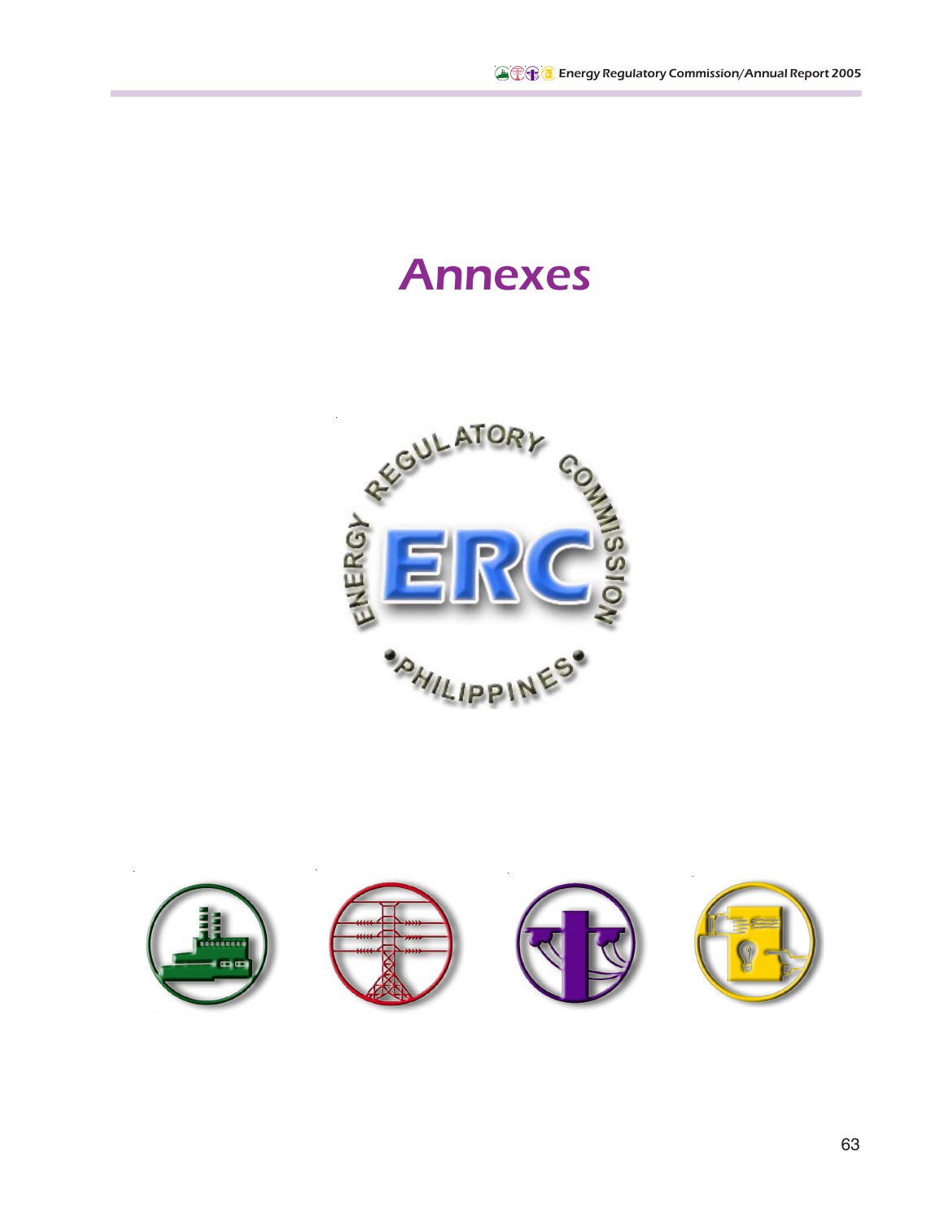# Annexes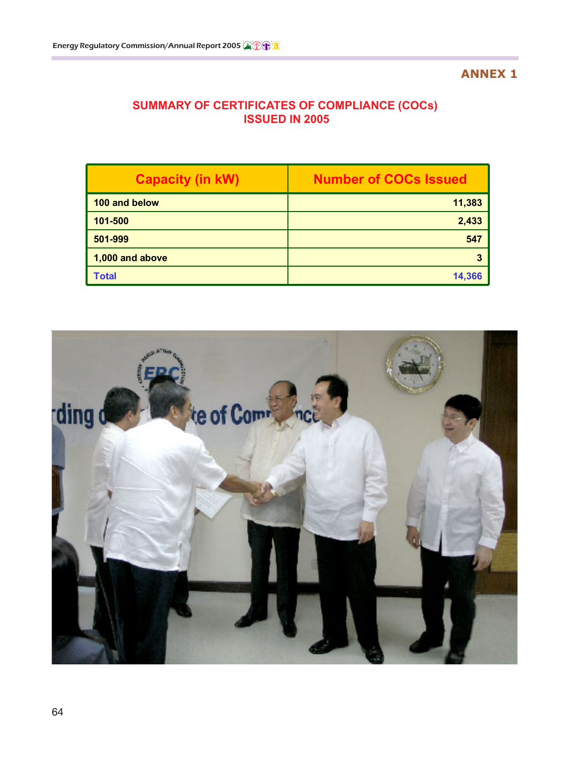ANNEX 1

## SUMMARY OF CERTIFICATES OF COMPLIANCE (COCs) ISSUED IN 2005

| Capacity (in kW) | Number of COCs Issued |
|---|---|
| 100 and below | 11,383 |
| 101-500 | 2,433 |
| 501-999 | 547 |
| 1,000 and above | 3 |
| Total | 14,366 |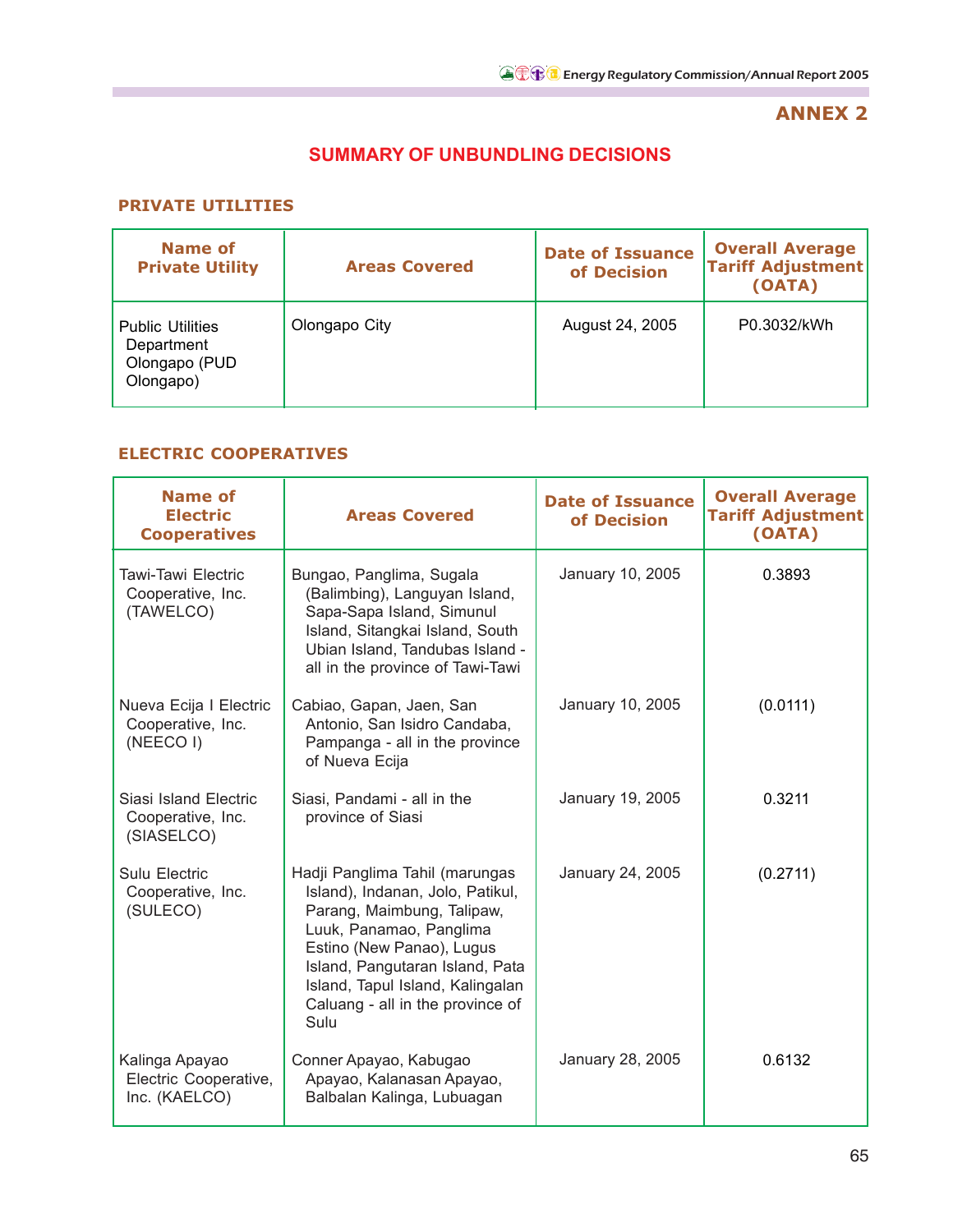## ANNEX 2

### SUMMARY OF UNBUNDLING DECISIONS

#### PRIVATE UTILITIES

| Name of Private Utility | Areas Covered | Date of Issuance of Decision | Overall Average Tariff Adjustment (OATA) |
|---|---|---|---|
| Public Utilities Department Olongapo (PUD Olongapo) | Olongapo City | August 24, 2005 | P0.3032/kWh |

#### ELECTRIC COOPERATIVES

| Name of Electric Cooperatives | Areas Covered | Date of Issuance of Decision | Overall Average Tariff Adjustment (OATA) |
|---|---|---|---|
| Tawi-Tawi Electric Cooperative, Inc. (TAWELCO) | Bungao, Panglima, Sugala (Balimbing), Languyan Island, Sapa-Sapa Island, Simunul Island, Sitangkai Island, South Ubian Island, Tandubas Island - all in the province of Tawi-Tawi | January 10, 2005 | 0.3893 |
| Nueva Ecija I Electric Cooperative, Inc. (NEECO I) | Cabiao, Gapan, Jaen, San Antonio, San Isidro Candaba, Pampanga - all in the province of Nueva Ecija | January 10, 2005 | (0.0111) |
| Siasi Island Electric Cooperative, Inc. (SIASELCO) | Siasi, Pandami - all in the province of Siasi | January 19, 2005 | 0.3211 |
| Sulu Electric Cooperative, Inc. (SULECO) | Hadji Panglima Tahil (marungas Island), Indanan, Jolo, Patikul, Parang, Maimbung, Talipaw, Luuk, Panamao, Panglima Estino (New Panao), Lugus Island, Pangutaran Island, Pata Island, Tapul Island, Kalingalan Caluang - all in the province of Sulu | January 24, 2005 | (0.2711) |
| Kalinga Apayao Electric Cooperative, Inc. (KAELCO) | Conner Apayao, Kabugao Apayao, Kalanasan Apayao, Balbalan Kalinga, Lubuagan | January 28, 2005 | 0.6132 |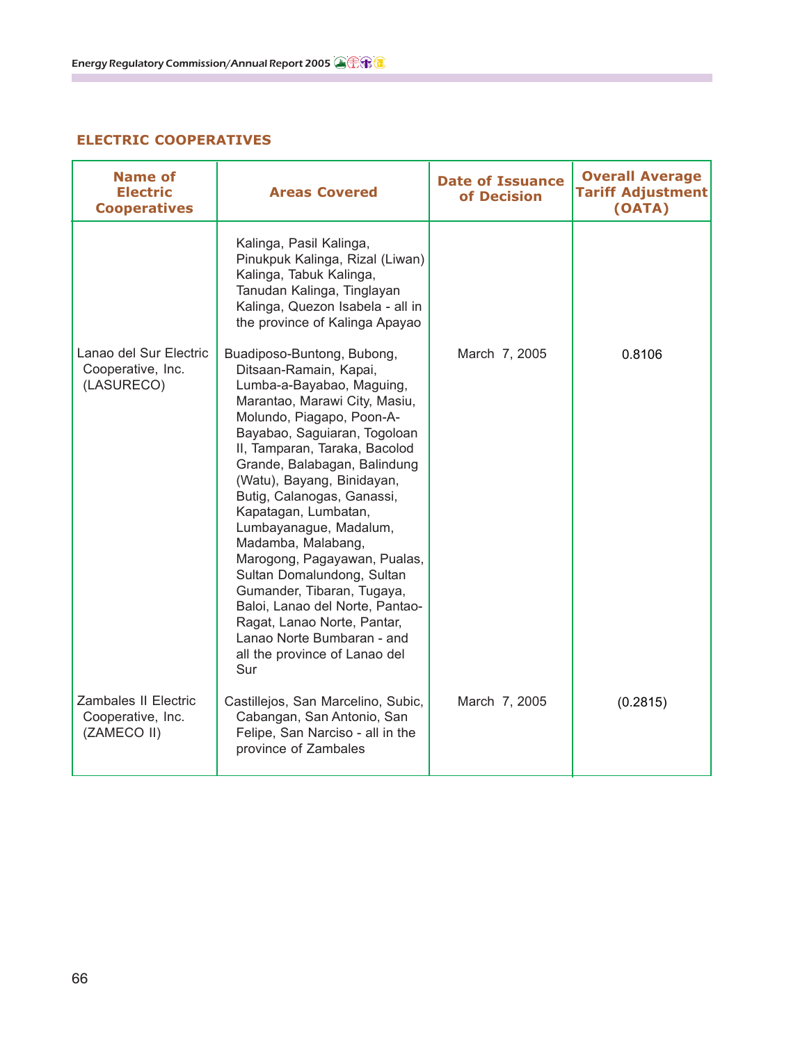## ELECTRIC COOPERATIVES

| Name of Electric Cooperatives | Areas Covered | Date of Issuance of Decision | Overall Average Tariff Adjustment (OATA) |
|---|---|---|---|
| | Kalinga, Pasil Kalinga, Pinukpuk Kalinga, Rizal (Liwan) Kalinga, Tabuk Kalinga, Tanudan Kalinga, Tinglayan Kalinga, Quezon Isabela - all in the province of Kalinga Apayao | | |
| Lanao del Sur Electric Cooperative, Inc. (LASURECO) | Buadiposo-Buntong, Bubong, Ditsaan-Ramain, Kapai, Lumba-a-Bayabao, Maguing, Marantao, Marawi City, Masiu, Molundo, Piagapo, Poon-A-Bayabao, Saguiaran, Togoloan II, Tamparan, Taraka, Bacolod Grande, Balabagan, Balindung (Watu), Bayang, Binidayan, Butig, Calanogas, Ganassi, Kapatagan, Lumbatan, Lumbayanague, Madalum, Madamba, Malabang, Marogong, Pagayawan, Pualas, Sultan Domalundong, Sultan Gumander, Tibaran, Tugaya, Baloi, Lanao del Norte, Pantao-Ragat, Lanao Norte, Pantar, Lanao Norte Bumbaran - and all the province of Lanao del Sur | March 7, 2005 | 0.8106 |
| Zambales II Electric Cooperative, Inc. (ZAMECO II) | Castillejos, San Marcelino, Subic, Cabangan, San Antonio, San Felipe, San Narciso - all in the province of Zambales | March 7, 2005 | (0.2815) |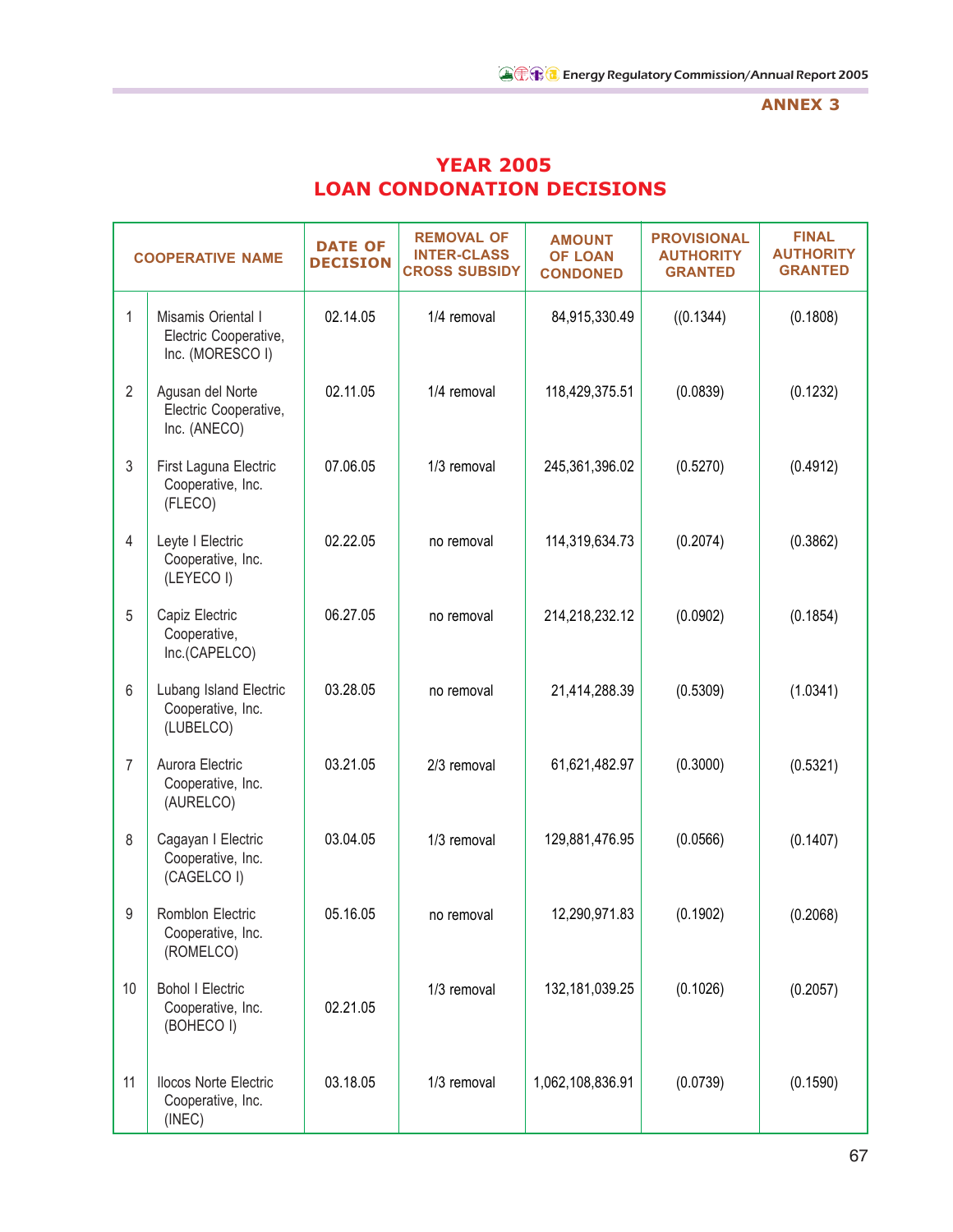ANNEX 3

# YEAR 2005
# LOAN CONDONATION DECISIONS

| | COOPERATIVE NAME | DATE OF DECISION | REMOVAL OF INTER-CLASS CROSS SUBSIDY | AMOUNT OF LOAN CONDONED | PROVISIONAL AUTHORITY GRANTED | FINAL AUTHORITY GRANTED |
|---|---|---|---|---|---|---|
| 1 | Misamis Oriental I Electric Cooperative, Inc. (MORESCO I) | 02.14.05 | 1/4 removal | 84,915,330.49 | ((0.1344) | (0.1808) |
| 2 | Agusan del Norte Electric Cooperative, Inc. (ANECO) | 02.11.05 | 1/4 removal | 118,429,375.51 | (0.0839) | (0.1232) |
| 3 | First Laguna Electric Cooperative, Inc. (FLECO) | 07.06.05 | 1/3 removal | 245,361,396.02 | (0.5270) | (0.4912) |
| 4 | Leyte I Electric Cooperative, Inc. (LEYECO I) | 02.22.05 | no removal | 114,319,634.73 | (0.2074) | (0.3862) |
| 5 | Capiz Electric Cooperative, Inc.(CAPELCO) | 06.27.05 | no removal | 214,218,232.12 | (0.0902) | (0.1854) |
| 6 | Lubang Island Electric Cooperative, Inc. (LUBELCO) | 03.28.05 | no removal | 21,414,288.39 | (0.5309) | (1.0341) |
| 7 | Aurora Electric Cooperative, Inc. (AURELCO) | 03.21.05 | 2/3 removal | 61,621,482.97 | (0.3000) | (0.5321) |
| 8 | Cagayan I Electric Cooperative, Inc. (CAGELCO I) | 03.04.05 | 1/3 removal | 129,881,476.95 | (0.0566) | (0.1407) |
| 9 | Romblon Electric Cooperative, Inc. (ROMELCO) | 05.16.05 | no removal | 12,290,971.83 | (0.1902) | (0.2068) |
| 10 | Bohol I Electric Cooperative, Inc. (BOHECO I) | 02.21.05 | 1/3 removal | 132,181,039.25 | (0.1026) | (0.2057) |
| 11 | Ilocos Norte Electric Cooperative, Inc. (INEC) | 03.18.05 | 1/3 removal | 1,062,108,836.91 | (0.0739) | (0.1590) |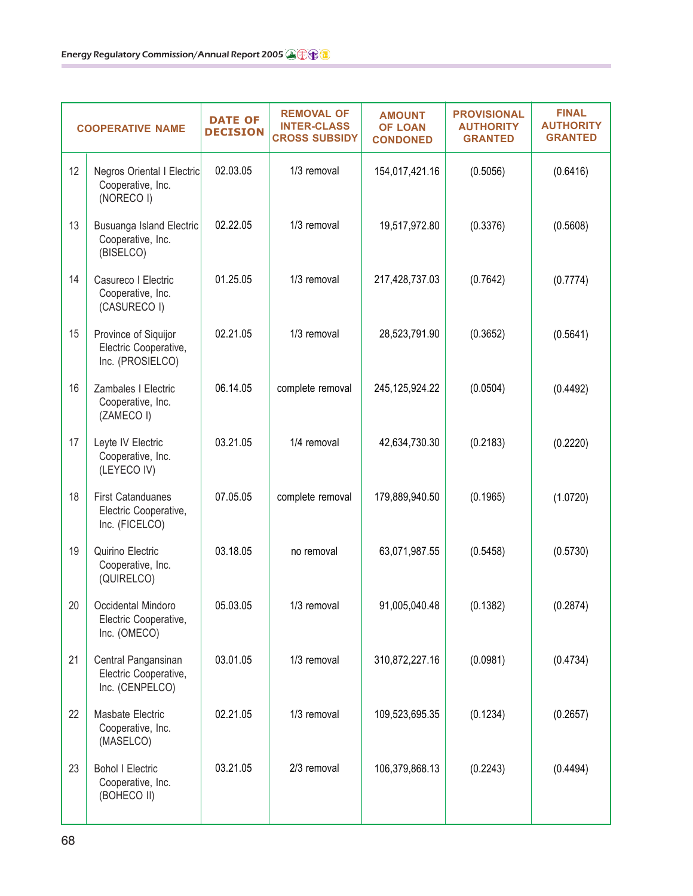| | COOPERATIVE NAME | DATE OF DECISION | REMOVAL OF INTER-CLASS CROSS SUBSIDY | AMOUNT OF LOAN CONDONED | PROVISIONAL AUTHORITY GRANTED | FINAL AUTHORITY GRANTED |
|---|---|---|---|---|---|---|
| 12 | Negros Oriental I Electric Cooperative, Inc. (NORECO I) | 02.03.05 | 1/3 removal | 154,017,421.16 | (0.5056) | (0.6416) |
| 13 | Busuanga Island Electric Cooperative, Inc. (BISELCO) | 02.22.05 | 1/3 removal | 19,517,972.80 | (0.3376) | (0.5608) |
| 14 | Casureco I Electric Cooperative, Inc. (CASURECO I) | 01.25.05 | 1/3 removal | 217,428,737.03 | (0.7642) | (0.7774) |
| 15 | Province of Siquijor Electric Cooperative, Inc. (PROSIELCO) | 02.21.05 | 1/3 removal | 28,523,791.90 | (0.3652) | (0.5641) |
| 16 | Zambales I Electric Cooperative, Inc. (ZAMECO I) | 06.14.05 | complete removal | 245,125,924.22 | (0.0504) | (0.4492) |
| 17 | Leyte IV Electric Cooperative, Inc. (LEYECO IV) | 03.21.05 | 1/4 removal | 42,634,730.30 | (0.2183) | (0.2220) |
| 18 | First Catanduanes Electric Cooperative, Inc. (FICELCO) | 07.05.05 | complete removal | 179,889,940.50 | (0.1965) | (1.0720) |
| 19 | Quirino Electric Cooperative, Inc. (QUIRELCO) | 03.18.05 | no removal | 63,071,987.55 | (0.5458) | (0.5730) |
| 20 | Occidental Mindoro Electric Cooperative, Inc. (OMECO) | 05.03.05 | 1/3 removal | 91,005,040.48 | (0.1382) | (0.2874) |
| 21 | Central Pangansinan Electric Cooperative, Inc. (CENPELCO) | 03.01.05 | 1/3 removal | 310,872,227.16 | (0.0981) | (0.4734) |
| 22 | Masbate Electric Cooperative, Inc. (MASELCO) | 02.21.05 | 1/3 removal | 109,523,695.35 | (0.1234) | (0.2657) |
| 23 | Bohol I Electric Cooperative, Inc. (BOHECO II) | 03.21.05 | 2/3 removal | 106,379,868.13 | (0.2243) | (0.4494) |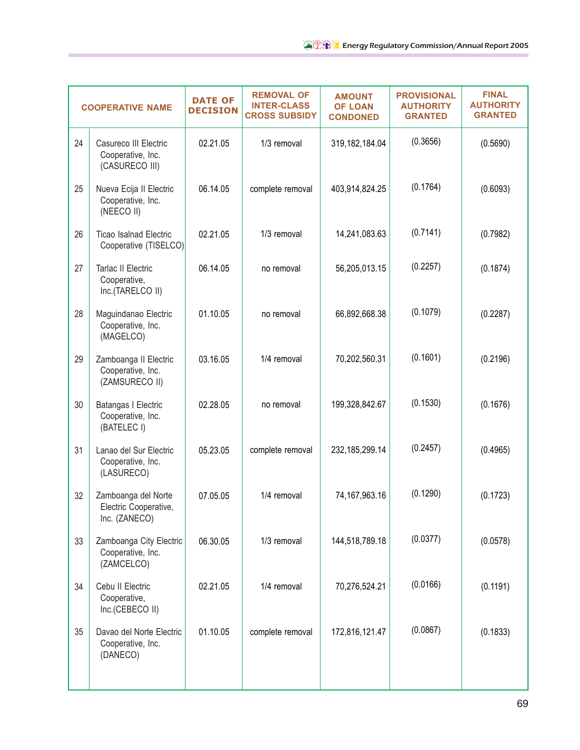| | COOPERATIVE NAME | DATE OF DECISION | REMOVAL OF INTER-CLASS CROSS SUBSIDY | AMOUNT OF LOAN CONDONED | PROVISIONAL AUTHORITY GRANTED | FINAL AUTHORITY GRANTED |
|---|---|---|---|---|---|---|
| 24 | Casureco III Electric Cooperative, Inc. (CASURECO III) | 02.21.05 | 1/3 removal | 319,182,184.04 | (0.3656) | (0.5690) |
| 25 | Nueva Ecija II Electric Cooperative, Inc. (NEECO II) | 06.14.05 | complete removal | 403,914,824.25 | (0.1764) | (0.6093) |
| 26 | Ticao Isalnad Electric Cooperative (TISELCO) | 02.21.05 | 1/3 removal | 14,241,083.63 | (0.7141) | (0.7982) |
| 27 | Tarlac II Electric Cooperative, Inc.(TARELCO II) | 06.14.05 | no removal | 56,205,013.15 | (0.2257) | (0.1874) |
| 28 | Maguindanao Electric Cooperative, Inc. (MAGELCO) | 01.10.05 | no removal | 66,892,668.38 | (0.1079) | (0.2287) |
| 29 | Zamboanga II Electric Cooperative, Inc. (ZAMSURECO II) | 03.16.05 | 1/4 removal | 70,202,560.31 | (0.1601) | (0.2196) |
| 30 | Batangas I Electric Cooperative, Inc. (BATELEC I) | 02.28.05 | no removal | 199,328,842.67 | (0.1530) | (0.1676) |
| 31 | Lanao del Sur Electric Cooperative, Inc. (LASURECO) | 05.23.05 | complete removal | 232,185,299.14 | (0.2457) | (0.4965) |
| 32 | Zamboanga del Norte Electric Cooperative, Inc. (ZANECO) | 07.05.05 | 1/4 removal | 74,167,963.16 | (0.1290) | (0.1723) |
| 33 | Zamboanga City Electric Cooperative, Inc. (ZAMCELCO) | 06.30.05 | 1/3 removal | 144,518,789.18 | (0.0377) | (0.0578) |
| 34 | Cebu II Electric Cooperative, Inc.(CEBECO II) | 02.21.05 | 1/4 removal | 70,276,524.21 | (0.0166) | (0.1191) |
| 35 | Davao del Norte Electric Cooperative, Inc. (DANECO) | 01.10.05 | complete removal | 172,816,121.47 | (0.0867) | (0.1833) |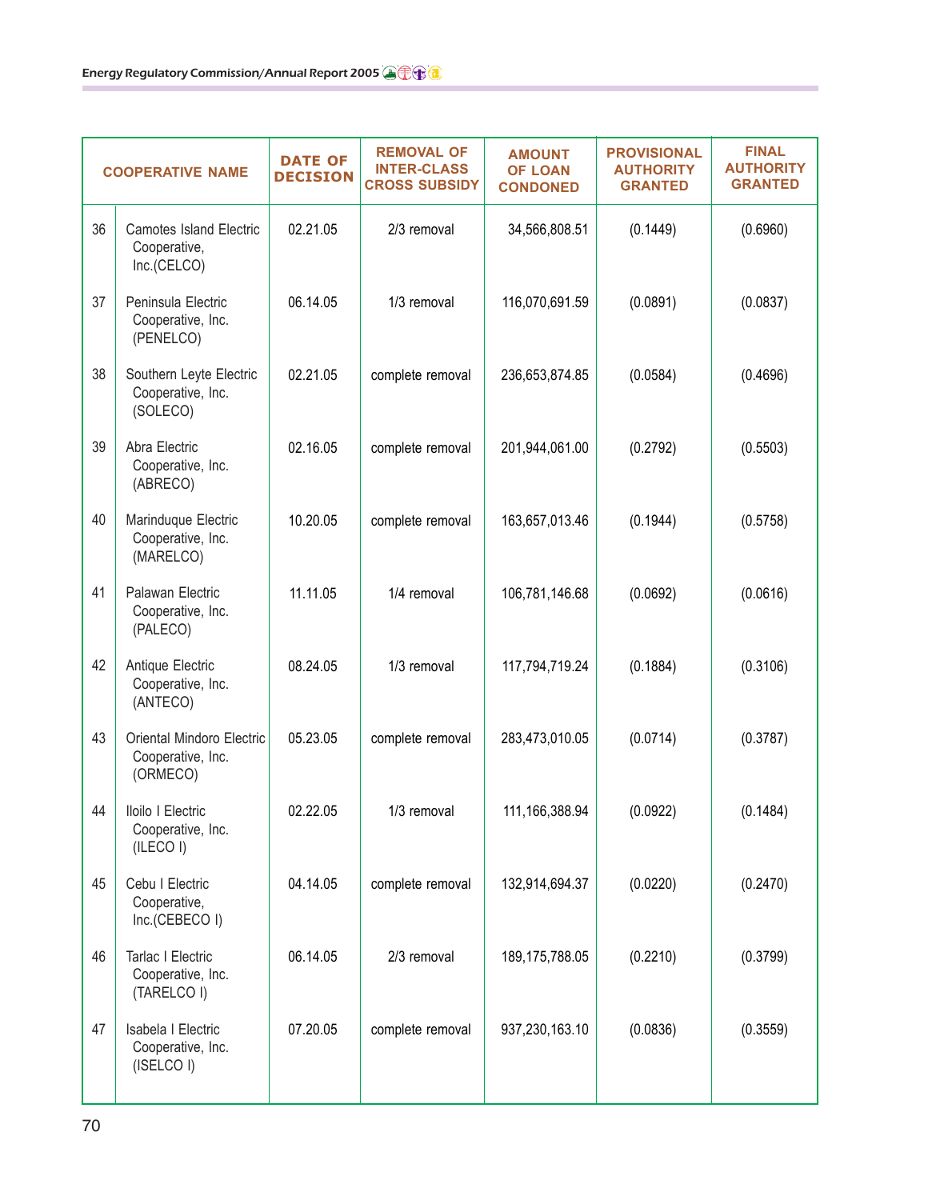| | COOPERATIVE NAME | DATE OF DECISION | REMOVAL OF INTER-CLASS CROSS SUBSIDY | AMOUNT OF LOAN CONDONED | PROVISIONAL AUTHORITY GRANTED | FINAL AUTHORITY GRANTED |
|---|---|---|---|---|---|---|
| 36 | Camotes Island Electric Cooperative, Inc.(CELCO) | 02.21.05 | 2/3 removal | 34,566,808.51 | (0.1449) | (0.6960) |
| 37 | Peninsula Electric Cooperative, Inc. (PENELCO) | 06.14.05 | 1/3 removal | 116,070,691.59 | (0.0891) | (0.0837) |
| 38 | Southern Leyte Electric Cooperative, Inc. (SOLECO) | 02.21.05 | complete removal | 236,653,874.85 | (0.0584) | (0.4696) |
| 39 | Abra Electric Cooperative, Inc. (ABRECO) | 02.16.05 | complete removal | 201,944,061.00 | (0.2792) | (0.5503) |
| 40 | Marinduque Electric Cooperative, Inc. (MARELCO) | 10.20.05 | complete removal | 163,657,013.46 | (0.1944) | (0.5758) |
| 41 | Palawan Electric Cooperative, Inc. (PALECO) | 11.11.05 | 1/4 removal | 106,781,146.68 | (0.0692) | (0.0616) |
| 42 | Antique Electric Cooperative, Inc. (ANTECO) | 08.24.05 | 1/3 removal | 117,794,719.24 | (0.1884) | (0.3106) |
| 43 | Oriental Mindoro Electric Cooperative, Inc. (ORMECO) | 05.23.05 | complete removal | 283,473,010.05 | (0.0714) | (0.3787) |
| 44 | Iloilo I Electric Cooperative, Inc. (ILECO I) | 02.22.05 | 1/3 removal | 111,166,388.94 | (0.0922) | (0.1484) |
| 45 | Cebu I Electric Cooperative, Inc.(CEBECO I) | 04.14.05 | complete removal | 132,914,694.37 | (0.0220) | (0.2470) |
| 46 | Tarlac I Electric Cooperative, Inc. (TARELCO I) | 06.14.05 | 2/3 removal | 189,175,788.05 | (0.2210) | (0.3799) |
| 47 | Isabela I Electric Cooperative, Inc. (ISELCO I) | 07.20.05 | complete removal | 937,230,163.10 | (0.0836) | (0.3559) |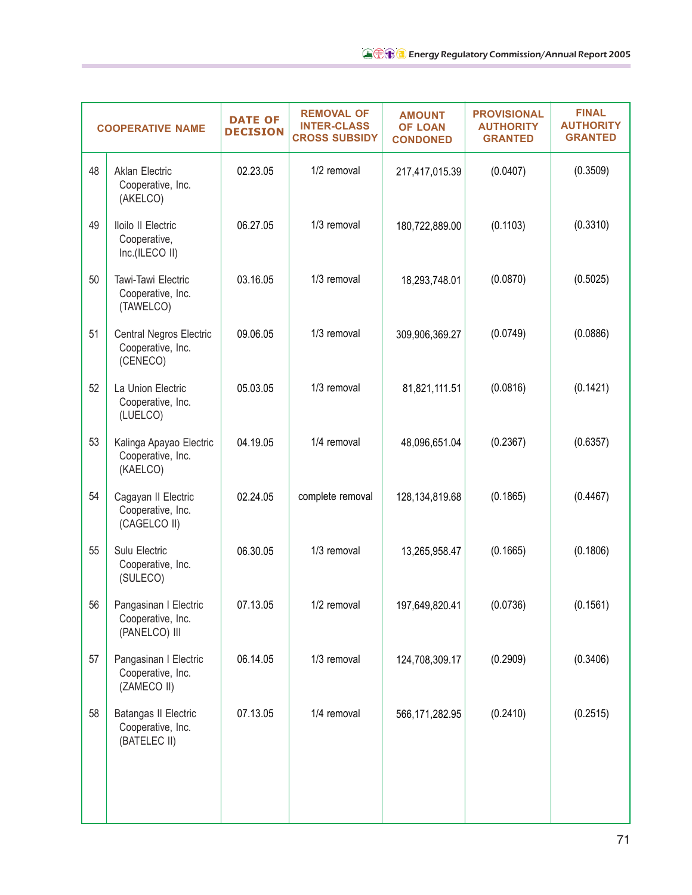| | COOPERATIVE NAME | DATE OF DECISION | REMOVAL OF INTER-CLASS CROSS SUBSIDY | AMOUNT OF LOAN CONDONED | PROVISIONAL AUTHORITY GRANTED | FINAL AUTHORITY GRANTED |
|---|---|---|---|---|---|---|
| 48 | Aklan Electric Cooperative, Inc. (AKELCO) | 02.23.05 | 1/2 removal | 217,417,015.39 | (0.0407) | (0.3509) |
| 49 | Iloilo II Electric Cooperative, Inc.(ILECO II) | 06.27.05 | 1/3 removal | 180,722,889.00 | (0.1103) | (0.3310) |
| 50 | Tawi-Tawi Electric Cooperative, Inc. (TAWELCO) | 03.16.05 | 1/3 removal | 18,293,748.01 | (0.0870) | (0.5025) |
| 51 | Central Negros Electric Cooperative, Inc. (CENECO) | 09.06.05 | 1/3 removal | 309,906,369.27 | (0.0749) | (0.0886) |
| 52 | La Union Electric Cooperative, Inc. (LUELCO) | 05.03.05 | 1/3 removal | 81,821,111.51 | (0.0816) | (0.1421) |
| 53 | Kalinga Apayao Electric Cooperative, Inc. (KAELCO) | 04.19.05 | 1/4 removal | 48,096,651.04 | (0.2367) | (0.6357) |
| 54 | Cagayan II Electric Cooperative, Inc. (CAGELCO II) | 02.24.05 | complete removal | 128,134,819.68 | (0.1865) | (0.4467) |
| 55 | Sulu Electric Cooperative, Inc. (SULECO) | 06.30.05 | 1/3 removal | 13,265,958.47 | (0.1665) | (0.1806) |
| 56 | Pangasinan I Electric Cooperative, Inc. (PANELCO) III | 07.13.05 | 1/2 removal | 197,649,820.41 | (0.0736) | (0.1561) |
| 57 | Pangasinan I Electric Cooperative, Inc. (ZAMECO II) | 06.14.05 | 1/3 removal | 124,708,309.17 | (0.2909) | (0.3406) |
| 58 | Batangas II Electric Cooperative, Inc. (BATELEC II) | 07.13.05 | 1/4 removal | 566,171,282.95 | (0.2410) | (0.2515) |